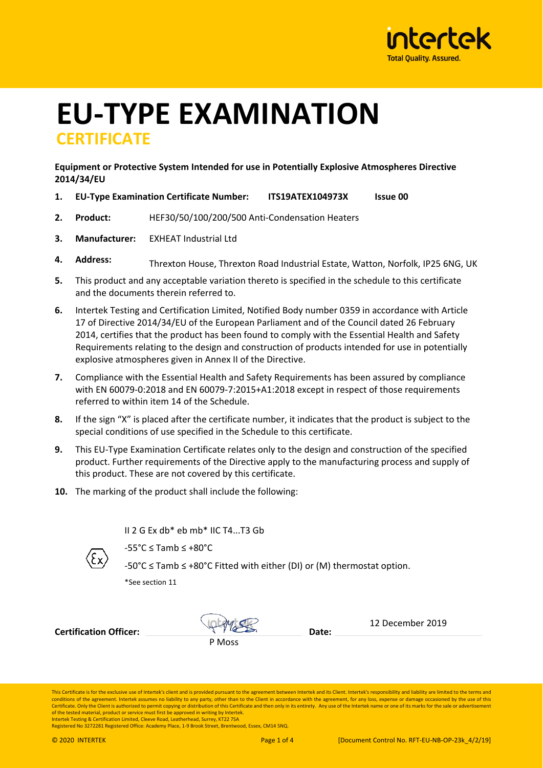# EU-TYPE EXAMINATION

## CERTIFICATE

**Equipment or Protective System Intended for use in Potentially Explosive Atmospheres Directive 2014/34/EU**

1. **EU-Type Examination Certificate Number:** **ITS19ATEX104973X** **Issue 00**
2. **Product:** HEF30/50/100/200/500 Anti-Condensation Heaters
3. **Manufacturer:** EXHEAT Industrial Ltd
4. **Address:** Threxton House, Threxton Road Industrial Estate, Watton, Norfolk, IP25 6NG, UK
5. This product and any acceptable variation thereto is specified in the schedule to this certificate and the documents therein referred to.
6. Intertek Testing and Certification Limited, Notified Body number 0359 in accordance with Article 17 of Directive 2014/34/EU of the European Parliament and of the Council dated 26 February 2014, certifies that the product has been found to comply with the Essential Health and Safety Requirements relating to the design and construction of products intended for use in potentially explosive atmospheres given in Annex II of the Directive.
7. Compliance with the Essential Health and Safety Requirements has been assured by compliance with EN 60079-0:2018 and EN 60079-7:2015+A1:2018 except in respect of those requirements referred to within item 14 of the Schedule.
8. If the sign "X" is placed after the certificate number, it indicates that the product is subject to the special conditions of use specified in the Schedule to this certificate.
9. This EU-Type Examination Certificate relates only to the design and construction of the specified product. Further requirements of the Directive apply to the manufacturing process and supply of this product. These are not covered by this certificate.
10. The marking of the product shall include the following:

II 2 G Ex db* eb mb* IIC T4...T3 Gb

-55°C ≤ Tamb ≤ +80°C

-50°C ≤ Tamb ≤ +80°C Fitted with either (DI) or (M) thermostat option.

*See section 11

**Certification Officer:** P Moss **Date:** 12 December 2019

This Certificate is for the exclusive use of Intertek's client and is provided pursuant to the agreement between Intertek and its Client. Intertek's responsibility and liability are limited to the terms and conditions of the agreement. Intertek assumes no liability to any party, other than to the Client in accordance with the agreement, for any loss, expense or damage occasioned by the use of this Certificate. Only the Client is authorized to permit copying or distribution of this Certificate and then only in its entirety. Any use of the Intertek name or one of its marks for the sale or advertisement of the tested material, product or service must first be approved in writing by Intertek.
Intertek Testing & Certification Limited, Cleeve Road, Leatherhead, Surrey, KT22 7SA
Registered No 3272281 Registered Office: Academy Place, 1-9 Brook Street, Brentwood, Essex, CM14 5NQ.

© 2020 INTERTEK [Document Control No. RFT-EU-NB-OP-23k_4/2/19]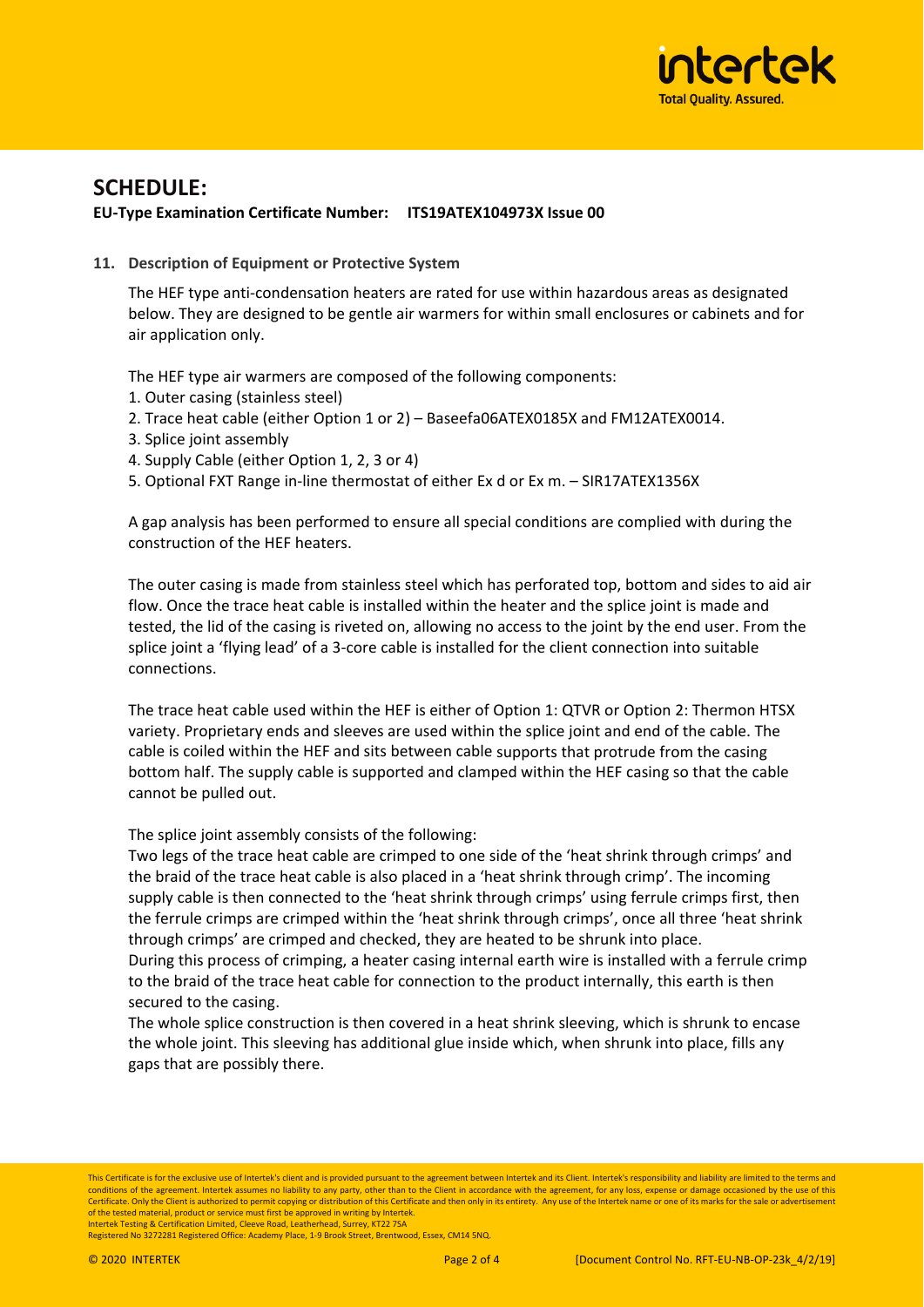# SCHEDULE:

**EU-Type Examination Certificate Number: ITS19ATEX104973X Issue 00**

**11. Description of Equipment or Protective System**

The HEF type anti-condensation heaters are rated for use within hazardous areas as designated below. They are designed to be gentle air warmers for within small enclosures or cabinets and for air application only.

The HEF type air warmers are composed of the following components:

1. Outer casing (stainless steel)
2. Trace heat cable (either Option 1 or 2) – Baseefa06ATEX0185X and FM12ATEX0014.
3. Splice joint assembly
4. Supply Cable (either Option 1, 2, 3 or 4)
5. Optional FXT Range in-line thermostat of either Ex d or Ex m. – SIR17ATEX1356X

A gap analysis has been performed to ensure all special conditions are complied with during the construction of the HEF heaters.

The outer casing is made from stainless steel which has perforated top, bottom and sides to aid air flow. Once the trace heat cable is installed within the heater and the splice joint is made and tested, the lid of the casing is riveted on, allowing no access to the joint by the end user. From the splice joint a 'flying lead' of a 3-core cable is installed for the client connection into suitable connections.

The trace heat cable used within the HEF is either of Option 1: QTVR or Option 2: Thermon HTSX variety. Proprietary ends and sleeves are used within the splice joint and end of the cable. The cable is coiled within the HEF and sits between cable supports that protrude from the casing bottom half. The supply cable is supported and clamped within the HEF casing so that the cable cannot be pulled out.

The splice joint assembly consists of the following:
Two legs of the trace heat cable are crimped to one side of the 'heat shrink through crimps' and the braid of the trace heat cable is also placed in a 'heat shrink through crimp'. The incoming supply cable is then connected to the 'heat shrink through crimps' using ferrule crimps first, then the ferrule crimps are crimped within the 'heat shrink through crimps', once all three 'heat shrink through crimps' are crimped and checked, they are heated to be shrunk into place.
During this process of crimping, a heater casing internal earth wire is installed with a ferrule crimp to the braid of the trace heat cable for connection to the product internally, this earth is then secured to the casing.
The whole splice construction is then covered in a heat shrink sleeving, which is shrunk to encase the whole joint. This sleeving has additional glue inside which, when shrunk into place, fills any gaps that are possibly there.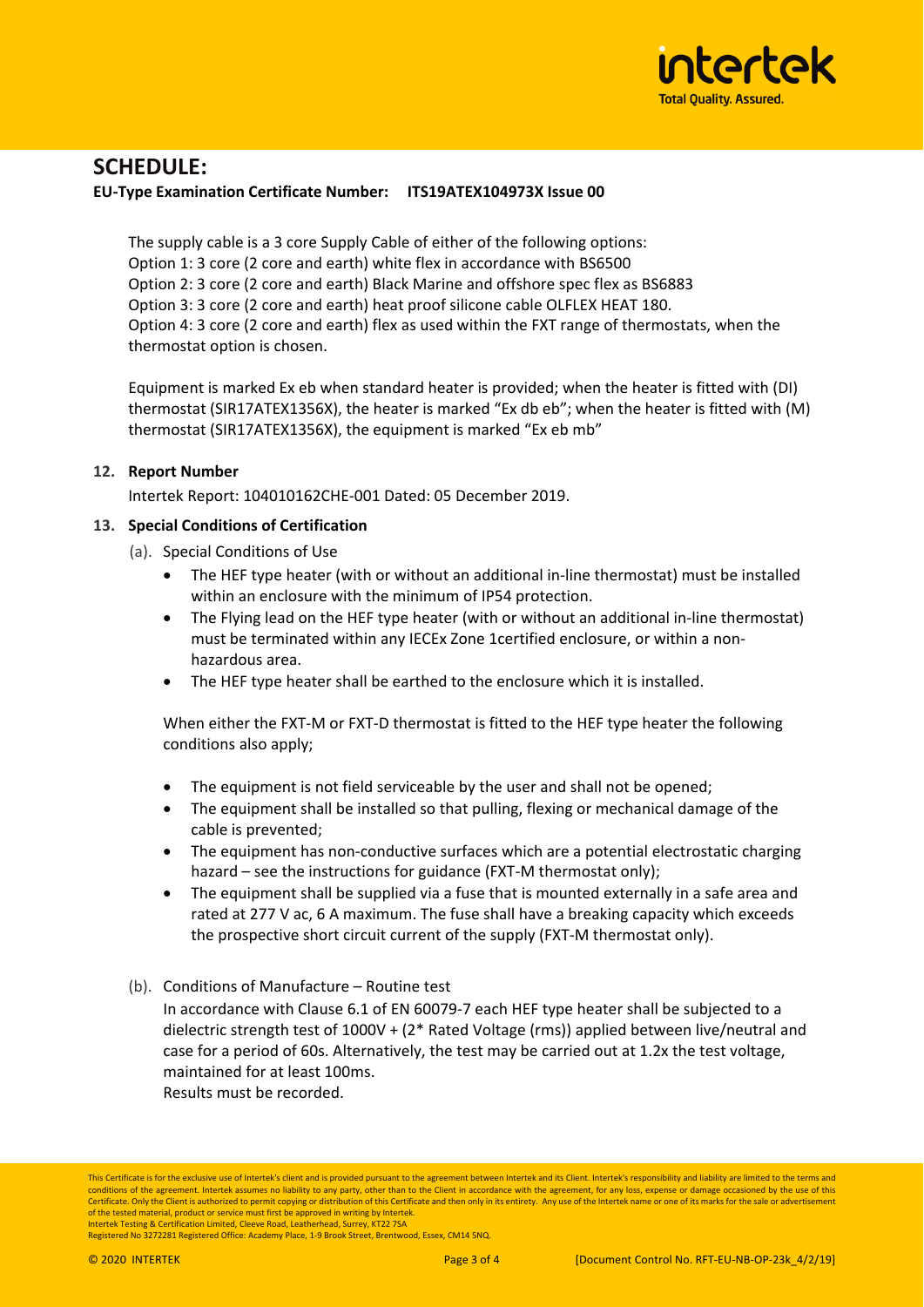# SCHEDULE:

**EU-Type Examination Certificate Number: ITS19ATEX104973X Issue 00**

The supply cable is a 3 core Supply Cable of either of the following options:
Option 1: 3 core (2 core and earth) white flex in accordance with BS6500
Option 2: 3 core (2 core and earth) Black Marine and offshore spec flex as BS6883
Option 3: 3 core (2 core and earth) heat proof silicone cable OLFLEX HEAT 180.
Option 4: 3 core (2 core and earth) flex as used within the FXT range of thermostats, when the thermostat option is chosen.

Equipment is marked Ex eb when standard heater is provided; when the heater is fitted with (DI) thermostat (SIR17ATEX1356X), the heater is marked "Ex db eb"; when the heater is fitted with (M) thermostat (SIR17ATEX1356X), the equipment is marked "Ex eb mb"

## 12. Report Number

Intertek Report: 104010162CHE-001 Dated: 05 December 2019.

## 13. Special Conditions of Certification

(a). Special Conditions of Use

- The HEF type heater (with or without an additional in-line thermostat) must be installed within an enclosure with the minimum of IP54 protection.
- The Flying lead on the HEF type heater (with or without an additional in-line thermostat) must be terminated within any IECEx Zone 1certified enclosure, or within a non-hazardous area.
- The HEF type heater shall be earthed to the enclosure which it is installed.

When either the FXT-M or FXT-D thermostat is fitted to the HEF type heater the following conditions also apply;

- The equipment is not field serviceable by the user and shall not be opened;
- The equipment shall be installed so that pulling, flexing or mechanical damage of the cable is prevented;
- The equipment has non-conductive surfaces which are a potential electrostatic charging hazard – see the instructions for guidance (FXT-M thermostat only);
- The equipment shall be supplied via a fuse that is mounted externally in a safe area and rated at 277 V ac, 6 A maximum. The fuse shall have a breaking capacity which exceeds the prospective short circuit current of the supply (FXT-M thermostat only).

(b). Conditions of Manufacture – Routine test

In accordance with Clause 6.1 of EN 60079-7 each HEF type heater shall be subjected to a dielectric strength test of 1000V + (2* Rated Voltage (rms)) applied between live/neutral and case for a period of 60s. Alternatively, the test may be carried out at 1.2x the test voltage, maintained for at least 100ms.
Results must be recorded.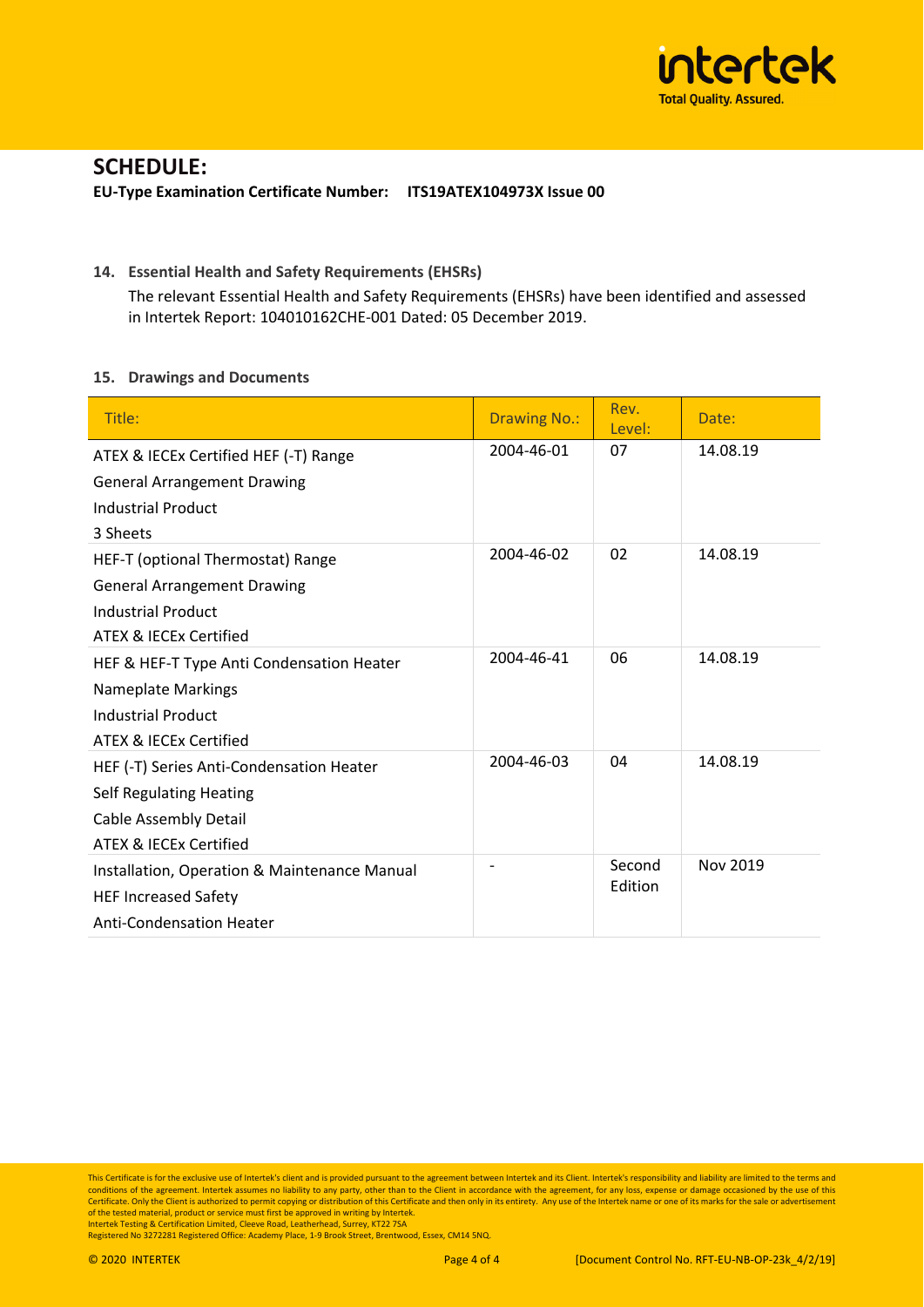# SCHEDULE:

**EU-Type Examination Certificate Number: ITS19ATEX104973X Issue 00**

**14. Essential Health and Safety Requirements (EHSRs)**

The relevant Essential Health and Safety Requirements (EHSRs) have been identified and assessed in Intertek Report: 104010162CHE-001 Dated: 05 December 2019.

**15. Drawings and Documents**

| Title: | Drawing No.: | Rev. Level: | Date: |
|---|---|---|---|
| ATEX & IECEx Certified HEF (-T) Range<br>General Arrangement Drawing<br>Industrial Product<br>3 Sheets | 2004-46-01 | 07 | 14.08.19 |
| HEF-T (optional Thermostat) Range<br>General Arrangement Drawing<br>Industrial Product<br>ATEX & IECEx Certified | 2004-46-02 | 02 | 14.08.19 |
| HEF & HEF-T Type Anti Condensation Heater<br>Nameplate Markings<br>Industrial Product<br>ATEX & IECEx Certified | 2004-46-41 | 06 | 14.08.19 |
| HEF (-T) Series Anti-Condensation Heater<br>Self Regulating Heating<br>Cable Assembly Detail<br>ATEX & IECEx Certified | 2004-46-03 | 04 | 14.08.19 |
| Installation, Operation & Maintenance Manual<br>HEF Increased Safety<br>Anti-Condensation Heater | - | Second Edition | Nov 2019 |

This Certificate is for the exclusive use of Intertek's client and is provided pursuant to the agreement between Intertek and its Client. Intertek's responsibility and liability are limited to the terms and conditions of the agreement. Intertek assumes no liability to any party, other than to the Client in accordance with the agreement, for any loss, expense or damage occasioned by the use of this Certificate. Only the Client is authorized to permit copying or distribution of this Certificate and then only in its entirety. Any use of the Intertek name or one of its marks for the sale or advertisement of the tested material, product or service must first be approved in writing by Intertek.
Intertek Testing & Certification Limited, Cleeve Road, Leatherhead, Surrey, KT22 7SA
Registered No 3272281 Registered Office: Academy Place, 1-9 Brook Street, Brentwood, Essex, CM14 5NQ.

© 2020 INTERTEK [Document Control No. RFT-EU-NB-OP-23k_4/2/19]